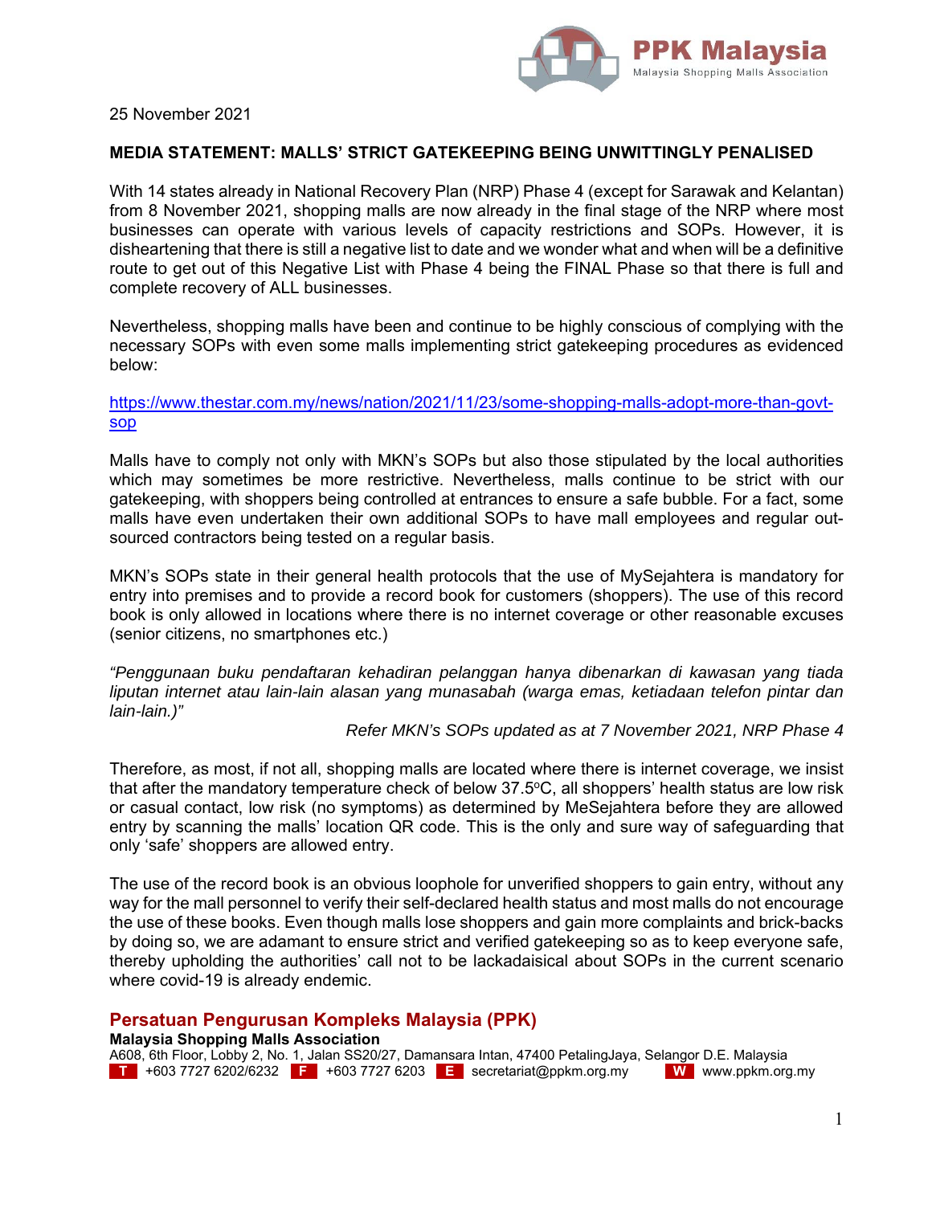PPK Malaysia
Malaysia Shopping Malls Association

25 November 2021

**MEDIA STATEMENT: MALLS' STRICT GATEKEEPING BEING UNWITTINGLY PENALISED**

With 14 states already in National Recovery Plan (NRP) Phase 4 (except for Sarawak and Kelantan) from 8 November 2021, shopping malls are now already in the final stage of the NRP where most businesses can operate with various levels of capacity restrictions and SOPs. However, it is disheartening that there is still a negative list to date and we wonder what and when will be a definitive route to get out of this Negative List with Phase 4 being the FINAL Phase so that there is full and complete recovery of ALL businesses.

Nevertheless, shopping malls have been and continue to be highly conscious of complying with the necessary SOPs with even some malls implementing strict gatekeeping procedures as evidenced below:

https://www.thestar.com.my/news/nation/2021/11/23/some-shopping-malls-adopt-more-than-govt-sop

Malls have to comply not only with MKN's SOPs but also those stipulated by the local authorities which may sometimes be more restrictive. Nevertheless, malls continue to be strict with our gatekeeping, with shoppers being controlled at entrances to ensure a safe bubble. For a fact, some malls have even undertaken their own additional SOPs to have mall employees and regular out-sourced contractors being tested on a regular basis.

MKN's SOPs state in their general health protocols that the use of MySejahtera is mandatory for entry into premises and to provide a record book for customers (shoppers). The use of this record book is only allowed in locations where there is no internet coverage or other reasonable excuses (senior citizens, no smartphones etc.)

*"Penggunaan buku pendaftaran kehadiran pelanggan hanya dibenarkan di kawasan yang tiada liputan internet atau lain-lain alasan yang munasabah (warga emas, ketiadaan telefon pintar dan lain-lain.)"*

*Refer MKN's SOPs updated as at 7 November 2021, NRP Phase 4*

Therefore, as most, if not all, shopping malls are located where there is internet coverage, we insist that after the mandatory temperature check of below 37.5°C, all shoppers' health status are low risk or casual contact, low risk (no symptoms) as determined by MeSejahtera before they are allowed entry by scanning the malls' location QR code. This is the only and sure way of safeguarding that only 'safe' shoppers are allowed entry.

The use of the record book is an obvious loophole for unverified shoppers to gain entry, without any way for the mall personnel to verify their self-declared health status and most malls do not encourage the use of these books. Even though malls lose shoppers and gain more complaints and brick-backs by doing so, we are adamant to ensure strict and verified gatekeeping so as to keep everyone safe, thereby upholding the authorities' call not to be lackadaisical about SOPs in the current scenario where covid-19 is already endemic.

**Persatuan Pengurusan Kompleks Malaysia (PPK)**
**Malaysia Shopping Malls Association**
A608, 6th Floor, Lobby 2, No. 1, Jalan SS20/27, Damansara Intan, 47400 PetalingJaya, Selangor D.E. Malaysia
T +603 7727 6202/6232 F +603 7727 6203 E secretariat@ppkm.org.my W www.ppkm.org.my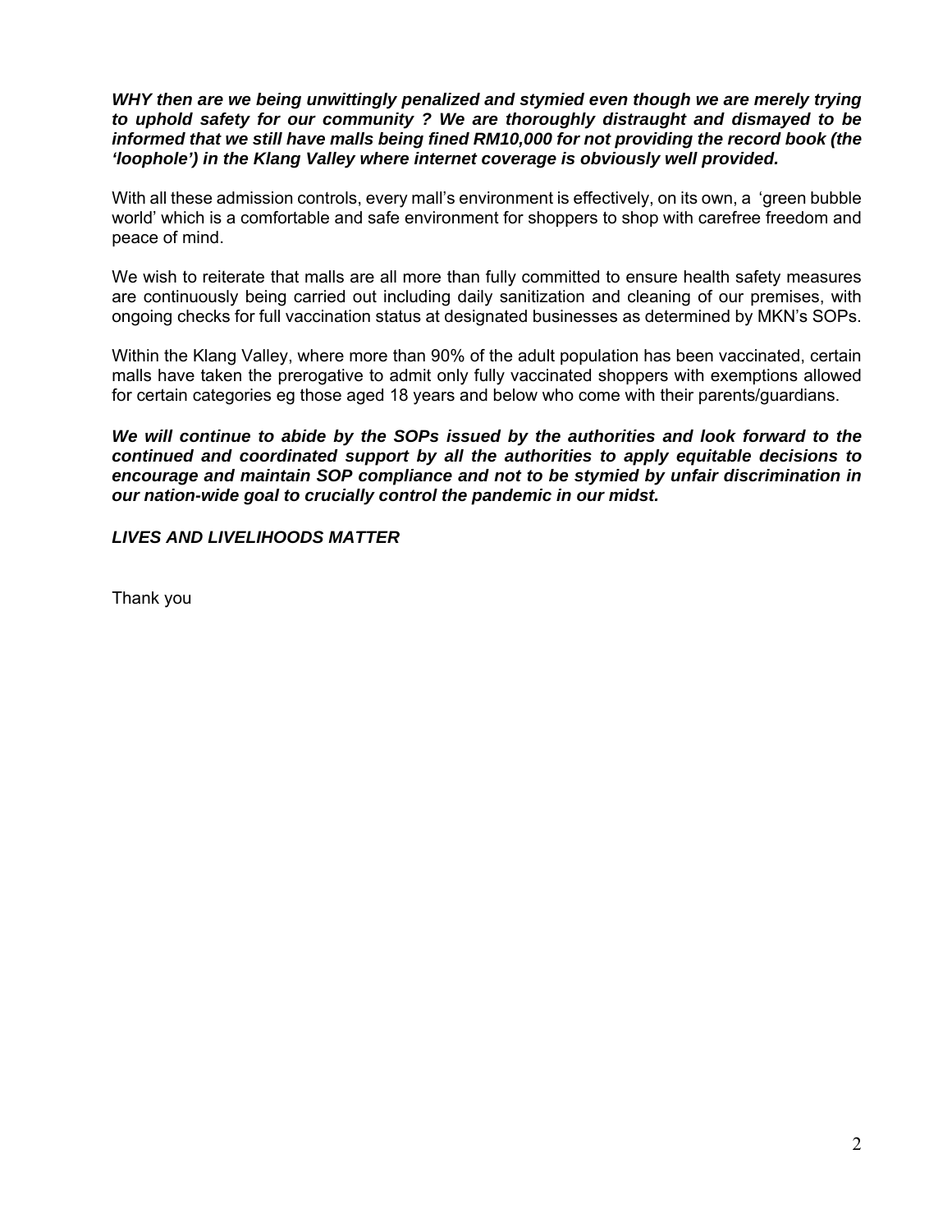***WHY then are we being unwittingly penalized and stymied even though we are merely trying to uphold safety for our community ? We are thoroughly distraught and dismayed to be informed that we still have malls being fined RM10,000 for not providing the record book (the 'loophole') in the Klang Valley where internet coverage is obviously well provided.***

With all these admission controls, every mall's environment is effectively, on its own, a 'green bubble world' which is a comfortable and safe environment for shoppers to shop with carefree freedom and peace of mind.

We wish to reiterate that malls are all more than fully committed to ensure health safety measures are continuously being carried out including daily sanitization and cleaning of our premises, with ongoing checks for full vaccination status at designated businesses as determined by MKN's SOPs.

Within the Klang Valley, where more than 90% of the adult population has been vaccinated, certain malls have taken the prerogative to admit only fully vaccinated shoppers with exemptions allowed for certain categories eg those aged 18 years and below who come with their parents/guardians.

***We will continue to abide by the SOPs issued by the authorities and look forward to the continued and coordinated support by all the authorities to apply equitable decisions to encourage and maintain SOP compliance and not to be stymied by unfair discrimination in our nation-wide goal to crucially control the pandemic in our midst.***

***LIVES AND LIVELIHOODS MATTER***

Thank you